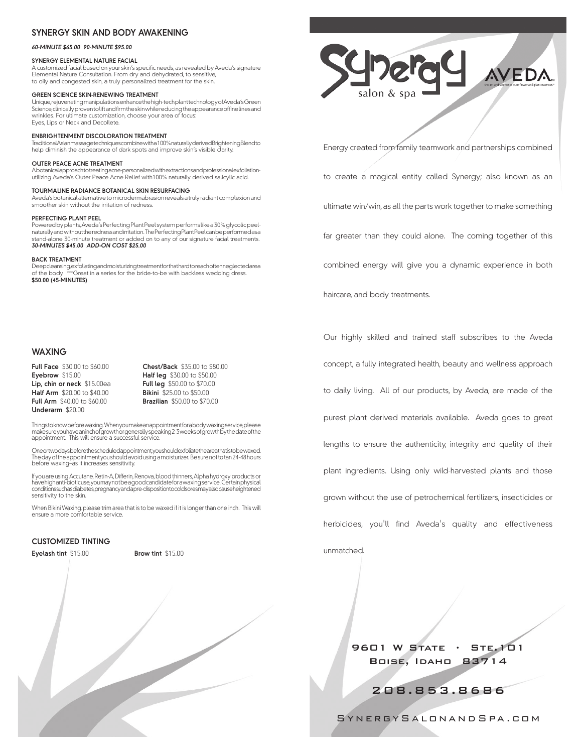## SYNERGY SKIN AND BODY AWAKENING

***60-MINUTE $65.00 90-MINUTE $95.00***

**SYNERGY ELEMENTAL NATURE FACIAL**

A customized facial based on your skin's specific needs, as revealed by Aveda's signature Elemental Nature Consultation. From dry and dehydrated, to sensitive, to oily and congested skin, a truly personalized treatment for the skin.

**GREEN SCIENCE SKIN-RENEWING TREATMENT**

Unique, rejuvenating manipulations enhance the high-tech plant technology of Aveda's Green Science, clinically proven to lift and firm the skin while reducing the appearance of fine lines and wrinkles. For ultimate customization, choose your area of focus: Eyes, Lips or Neck and Decollete.

**ENBRIGHTENMENT DISCOLORATION TREATMENT**

Traditional Asian massage techniques combine with a 100% naturally derived Brightening Blend to help diminish the appearance of dark spots and improve skin's visible clarity.

**OUTER PEACE ACNE TREATMENT**

A botanical approach to treating acne-personalized with extractions and professional exfoliation-utilizing Aveda's Outer Peace Acne Relief with 100% naturally derived salicylic acid.

**TOURMALINE RADIANCE BOTANICAL SKIN RESURFACING**

Aveda's botanical alternative to microdermabrasion reveals a truly radiant complexion and smoother skin without the irritation of redness.

**PERFECTING PLANT PEEL**

Powered by plants, Aveda's Perfecting Plant Peel system performs like a 30% glycolic peel-naturally and without the redness and irritation. The Perfecting Plant Peel can be performed as a stand-alone 30-minute treatment or added on to any of our signature facial treatments.
***30-MINUTES $45.00 ADD-ON COST $25.00***

**BACK TREATMENT**

Deep cleansing, exfoliating and moisturizing treatment for that hard to reach often neglected area of the body. ***Great in a series for the bride-to-be with backless wedding dress.
**$50.00 (45-MINUTES)**

## WAXING

**Full Face** $30.00 to $60.00
**Eyebrow** $15.00
**Lip, chin or neck** $15.00ea
**Half Arm** $20.00 to $40.00
**Full Arm** $40.00 to $60.00
**Underarm** $20.00
**Chest/Back** $35.00 to $80.00
**Half leg** $30.00 to $50.00
**Full leg** $50.00 to $70.00
**Bikini** $25.00 to $50.00
**Brazilian** $50.00 to $70.00

Things to know before waxing. When you make an appointment for a body waxing service, please make sure you have an inch of growth or generally speaking 2-3 weeks of growth by the date of the appointment. This will ensure a successful service.

One or two days before the scheduled appointment, you should exfoliate the area that is to be waxed. The day of the appointment you should avoid using a moisturizer. Be sure not to tan 24-48 hours before waxing–as it increases sensitivity.

If you are using Accutane, Retin-A, Differin, Renova, blood thinners, Alpha hydroxy products or have high anti-bioticuse, you may not be a good candidate for a waxing service. Certain physical conditions such as diabetes, pregnancy and a pre-disposition to cold sores may also cause heightened sensitivity to the skin.

When Bikini Waxing, please trim area that is to be waxed if it is longer than one inch. This will ensure a more comfortable service.

## CUSTOMIZED TINTING

**Eyelash tint** $15.00
**Brow tint** $15.00

# Synergy salon & spa

AVEDA the art and science of pure flower and plant essences™

Energy created from family teamwork and partnerships combined to create a magical entity called Synergy; also known as an ultimate win/win, as all the parts work together to make something far greater than they could alone. The coming together of this combined energy will give you a dynamic experience in both haircare, and body treatments.

Our highly skilled and trained staff subscribes to the Aveda concept, a fully integrated health, beauty and wellness approach to daily living. All of our products, by Aveda, are made of the purest plant derived materials available. Aveda goes to great lengths to ensure the authenticity, integrity and quality of their plant ingredients. Using only wild-harvested plants and those grown without the use of petrochemical fertilizers, insecticides or herbicides, you'll find Aveda's quality and effectiveness unmatched.

9601 W State • Ste.101
Boise, Idaho 83714

208.853.8686

SynergySalonandSpa.com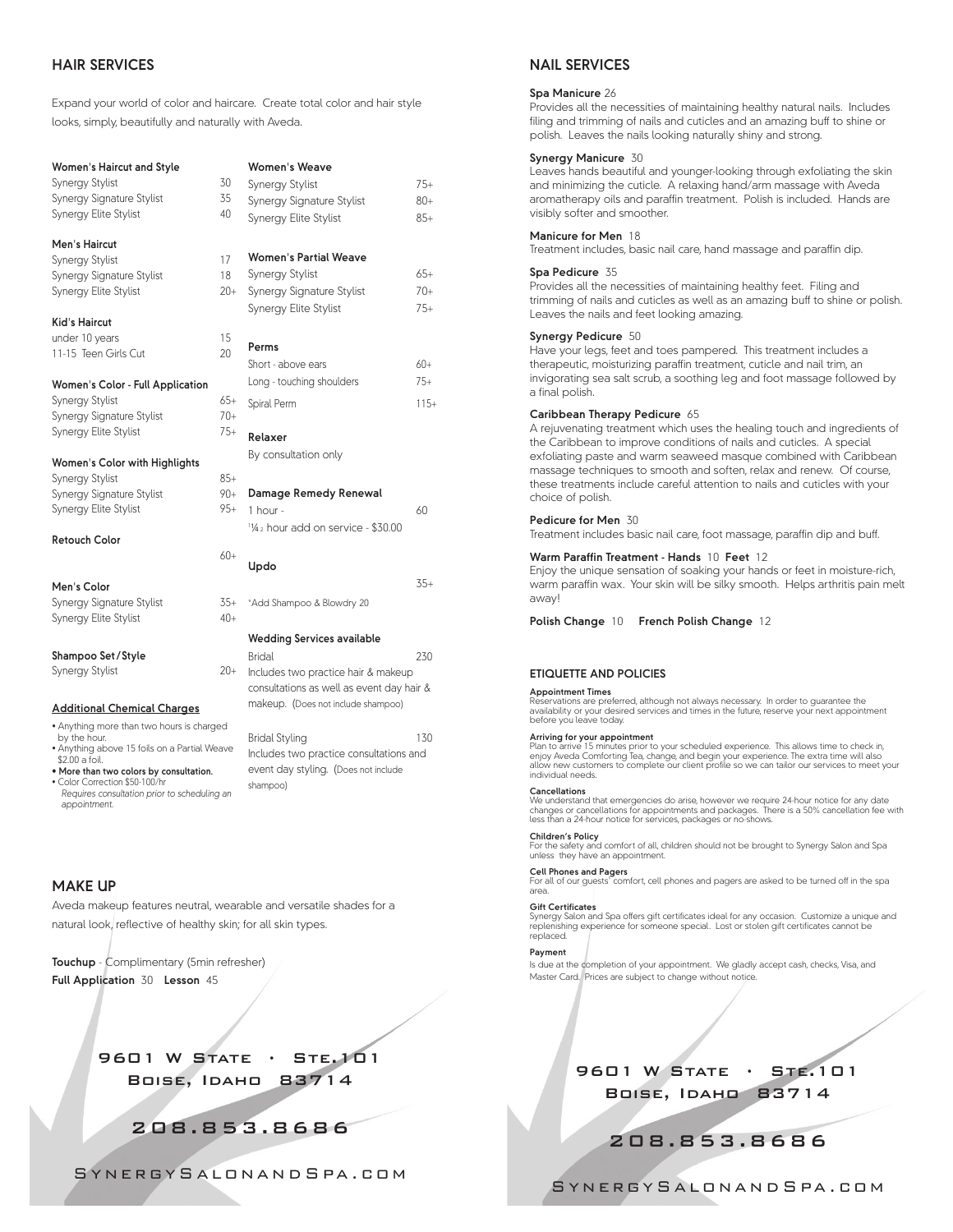## HAIR SERVICES

Expand your world of color and haircare. Create total color and hair style looks, simply, beautifully and naturally with Aveda.

**Women's Haircut and Style**

| | |
|---|---|
| Synergy Stylist | 30 |
| Synergy Signature Stylist | 35 |
| Synergy Elite Stylist | 40 |

**Men's Haircut**

| | |
|---|---|
| Synergy Stylist | 17 |
| Synergy Signature Stylist | 18 |
| Synergy Elite Stylist | 20+ |

**Kid's Haircut**

| | |
|---|---|
| under 10 years | 15 |
| 11-15 Teen Girls Cut | 20 |

**Women's Color - Full Application**

| | |
|---|---|
| Synergy Stylist | 65+ |
| Synergy Signature Stylist | 70+ |
| Synergy Elite Stylist | 75+ |

**Women's Color with Highlights**

| | |
|---|---|
| Synergy Stylist | 85+ |
| Synergy Signature Stylist | 90+ |
| Synergy Elite Stylist | 95+ |

**Retouch Color** 60+

**Men's Color**

| | |
|---|---|
| Synergy Signature Stylist | 35+ |
| Synergy Elite Stylist | 40+ |

**Shampoo Set/Style**

| | |
|---|---|
| Synergy Stylist | 20+ |

**Additional Chemical Charges**

- Anything more than two hours is charged by the hour.
- Anything above 15 foils on a Partial Weave $2.00 a foil.
- **More than two colors by consultation.**
- Color Correction $50-100/hr
  *Requires consultation prior to scheduling an appointment.*

**Women's Weave**

| | |
|---|---|
| Synergy Stylist | 75+ |
| Synergy Signature Stylist | 80+ |
| Synergy Elite Stylist | 85+ |

**Women's Partial Weave**

| | |
|---|---|
| Synergy Stylist | 65+ |
| Synergy Signature Stylist | 70+ |
| Synergy Elite Stylist | 75+ |

**Perms**

| | |
|---|---|
| Short - above ears | 60+ |
| Long - touching shoulders | 75+ |
| Spiral Perm | 115+ |

**Relaxer**

By consultation only

**Damage Remedy Renewal**

1 hour - 60

1¼ hour add on service - $30.00

**Updo** 35+

*Add Shampoo & Blowdry 20

**Wedding Services available**

Bridal 230

Includes two practice hair & makeup consultations as well as event day hair & makeup. (Does not include shampoo)

Bridal Styling 130

Includes two practice consultations and event day styling. (Does not include shampoo)

## MAKE UP

Aveda makeup features neutral, wearable and versatile shades for a natural look, reflective of healthy skin; for all skin types.

**Touchup** - Complimentary (5min refresher)

**Full Application** 30 **Lesson** 45

9601 W State · Ste.101
Boise, Idaho 83714

208.853.8686

SynergySalonandSpa.com

## NAIL SERVICES

**Spa Manicure** 26

Provides all the necessities of maintaining healthy natural nails. Includes filing and trimming of nails and cuticles and an amazing buff to shine or polish. Leaves the nails looking naturally shiny and strong.

**Synergy Manicure** 30

Leaves hands beautiful and younger-looking through exfoliating the skin and minimizing the cuticle. A relaxing hand/arm massage with Aveda aromatherapy oils and paraffin treatment. Polish is included. Hands are visibly softer and smoother.

**Manicure for Men** 18

Treatment includes, basic nail care, hand massage and paraffin dip.

**Spa Pedicure** 35

Provides all the necessities of maintaining healthy feet. Filing and trimming of nails and cuticles as well as an amazing buff to shine or polish. Leaves the nails and feet looking amazing.

**Synergy Pedicure** 50

Have your legs, feet and toes pampered. This treatment includes a therapeutic, moisturizing paraffin treatment, cuticle and nail trim, an invigorating sea salt scrub, a soothing leg and foot massage followed by a final polish.

**Caribbean Therapy Pedicure** 65

A rejuvenating treatment which uses the healing touch and ingredients of the Caribbean to improve conditions of nails and cuticles. A special exfoliating paste and warm seaweed masque combined with Caribbean massage techniques to smooth and soften, relax and renew. Of course, these treatments include careful attention to nails and cuticles with your choice of polish.

**Pedicure for Men** 30

Treatment includes basic nail care, foot massage, paraffin dip and buff.

**Warm Paraffin Treatment - Hands** 10 **Feet** 12

Enjoy the unique sensation of soaking your hands or feet in moisture-rich, warm paraffin wax. Your skin will be silky smooth. Helps arthritis pain melt away!

**Polish Change** 10 **French Polish Change** 12

### ETIQUETTE AND POLICIES

**Appointment Times**
Reservations are preferred, although not always necessary. In order to guarantee the availability or your desired services and times in the future, reserve your next appointment before you leave today.

**Arriving for your appointment**
Plan to arrive 15 minutes prior to your scheduled experience. This allows time to check in, enjoy Aveda Comforting Tea, change, and begin your experience. The extra time will also allow new customers to complete our client profile so we can tailor our services to meet your individual needs.

**Cancellations**
We understand that emergencies do arise, however we require 24-hour notice for any date changes or cancellations for appointments and packages. There is a 50% cancellation fee with less than a 24-hour notice for services, packages or no-shows.

**Children's Policy**
For the safety and comfort of all, children should not be brought to Synergy Salon and Spa unless they have an appointment.

**Cell Phones and Pagers**
For all of our guests' comfort, cell phones and pagers are asked to be turned off in the spa area.

**Gift Certificates**
Synergy Salon and Spa offers gift certificates ideal for any occasion. Customize a unique and replenishing experience for someone special. Lost or stolen gift certificates cannot be replaced.

**Payment**
Is due at the completion of your appointment. We gladly accept cash, checks, Visa, and Master Card. Prices are subject to change without notice.

9601 W State · Ste.101
Boise, Idaho 83714

208.853.8686

SynergySalonandSpa.com